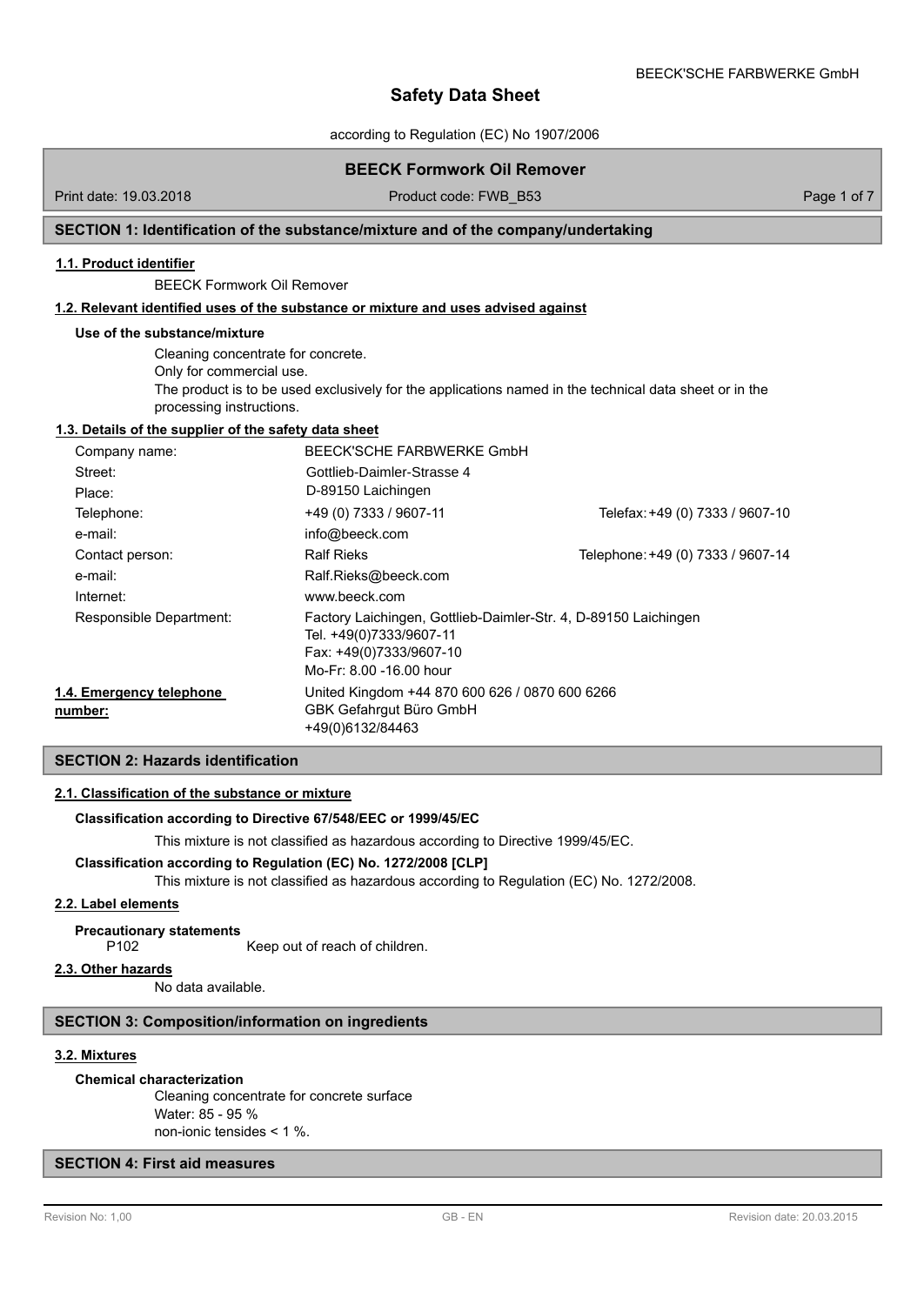# Safety Data Sheet

according to Regulation (EC) No 1907/2006

## BEECK Formwork Oil Remover

Print date: 19.03.2018 | Product code: FWB_B53

## SECTION 1: Identification of the substance/mixture and of the company/undertaking

### 1.1. Product identifier

BEECK Formwork Oil Remover

### 1.2. Relevant identified uses of the substance or mixture and uses advised against

**Use of the substance/mixture**

Cleaning concentrate for concrete.
Only for commercial use.
The product is to be used exclusively for the applications named in the technical data sheet or in the processing instructions.

### 1.3. Details of the supplier of the safety data sheet

| | | |
|---|---|---|
| Company name: | BEECK'SCHE FARBWERKE GmbH | |
| Street: | Gottlieb-Daimler-Strasse 4 | |
| Place: | D-89150 Laichingen | |
| Telephone: | +49 (0) 7333 / 9607-11 | Telefax: +49 (0) 7333 / 9607-10 |
| e-mail: | info@beeck.com | |
| Contact person: | Ralf Rieks | Telephone: +49 (0) 7333 / 9607-14 |
| e-mail: | Ralf.Rieks@beeck.com | |
| Internet: | www.beeck.com | |
| Responsible Department: | Factory Laichingen, Gottlieb-Daimler-Str. 4, D-89150 Laichingen<br>Tel. +49(0)7333/9607-11<br>Fax: +49(0)7333/9607-10<br>Mo-Fr: 8.00 -16.00 hour | |

### 1.4. Emergency telephone number:

United Kingdom +44 870 600 626 / 0870 600 6266
GBK Gefahrgut Büro GmbH
+49(0)6132/84463

## SECTION 2: Hazards identification

### 2.1. Classification of the substance or mixture

**Classification according to Directive 67/548/EEC or 1999/45/EC**

This mixture is not classified as hazardous according to Directive 1999/45/EC.

**Classification according to Regulation (EC) No. 1272/2008 [CLP]**

This mixture is not classified as hazardous according to Regulation (EC) No. 1272/2008.

### 2.2. Label elements

**Precautionary statements**

P102 Keep out of reach of children.

### 2.3. Other hazards

No data available.

## SECTION 3: Composition/information on ingredients

### 3.2. Mixtures

**Chemical characterization**

Cleaning concentrate for concrete surface
Water: 85 - 95 %
non-ionic tensides < 1 %.

## SECTION 4: First aid measures

Revision No: 1,00 | GB - EN | Revision date: 20.03.2015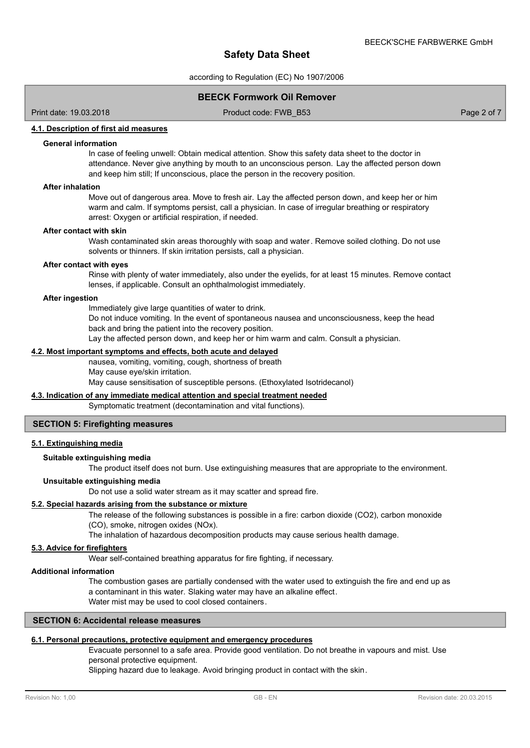#### 4.1. Description of first aid measures

**General information**

In case of feeling unwell: Obtain medical attention. Show this safety data sheet to the doctor in attendance. Never give anything by mouth to an unconscious person. Lay the affected person down and keep him still; If unconscious, place the person in the recovery position.

**After inhalation**

Move out of dangerous area. Move to fresh air. Lay the affected person down, and keep her or him warm and calm. If symptoms persist, call a physician. In case of irregular breathing or respiratory arrest: Oxygen or artificial respiration, if needed.

**After contact with skin**

Wash contaminated skin areas thoroughly with soap and water. Remove soiled clothing. Do not use solvents or thinners. If skin irritation persists, call a physician.

**After contact with eyes**

Rinse with plenty of water immediately, also under the eyelids, for at least 15 minutes. Remove contact lenses, if applicable. Consult an ophthalmologist immediately.

**After ingestion**

Immediately give large quantities of water to drink.
Do not induce vomiting. In the event of spontaneous nausea and unconsciousness, keep the head back and bring the patient into the recovery position.
Lay the affected person down, and keep her or him warm and calm. Consult a physician.

#### 4.2. Most important symptoms and effects, both acute and delayed

nausea, vomiting, vomiting, cough, shortness of breath
May cause eye/skin irritation.
May cause sensitisation of susceptible persons. (Ethoxylated Isotridecanol)

#### 4.3. Indication of any immediate medical attention and special treatment needed

Symptomatic treatment (decontamination and vital functions).

## SECTION 5: Firefighting measures

#### 5.1. Extinguishing media

**Suitable extinguishing media**

The product itself does not burn. Use extinguishing measures that are appropriate to the environment.

**Unsuitable extinguishing media**

Do not use a solid water stream as it may scatter and spread fire.

#### 5.2. Special hazards arising from the substance or mixture

The release of the following substances is possible in a fire: carbon dioxide ($CO_2$), carbon monoxide (CO), smoke, nitrogen oxides ($NO_x$).
The inhalation of hazardous decomposition products may cause serious health damage.

#### 5.3. Advice for firefighters

Wear self-contained breathing apparatus for fire fighting, if necessary.

**Additional information**

The combustion gases are partially condensed with the water used to extinguish the fire and end up as a contaminant in this water. Slaking water may have an alkaline effect.
Water mist may be used to cool closed containers.

## SECTION 6: Accidental release measures

#### 6.1. Personal precautions, protective equipment and emergency procedures

Evacuate personnel to a safe area. Provide good ventilation. Do not breathe in vapours and mist. Use personal protective equipment.
Slipping hazard due to leakage. Avoid bringing product in contact with the skin.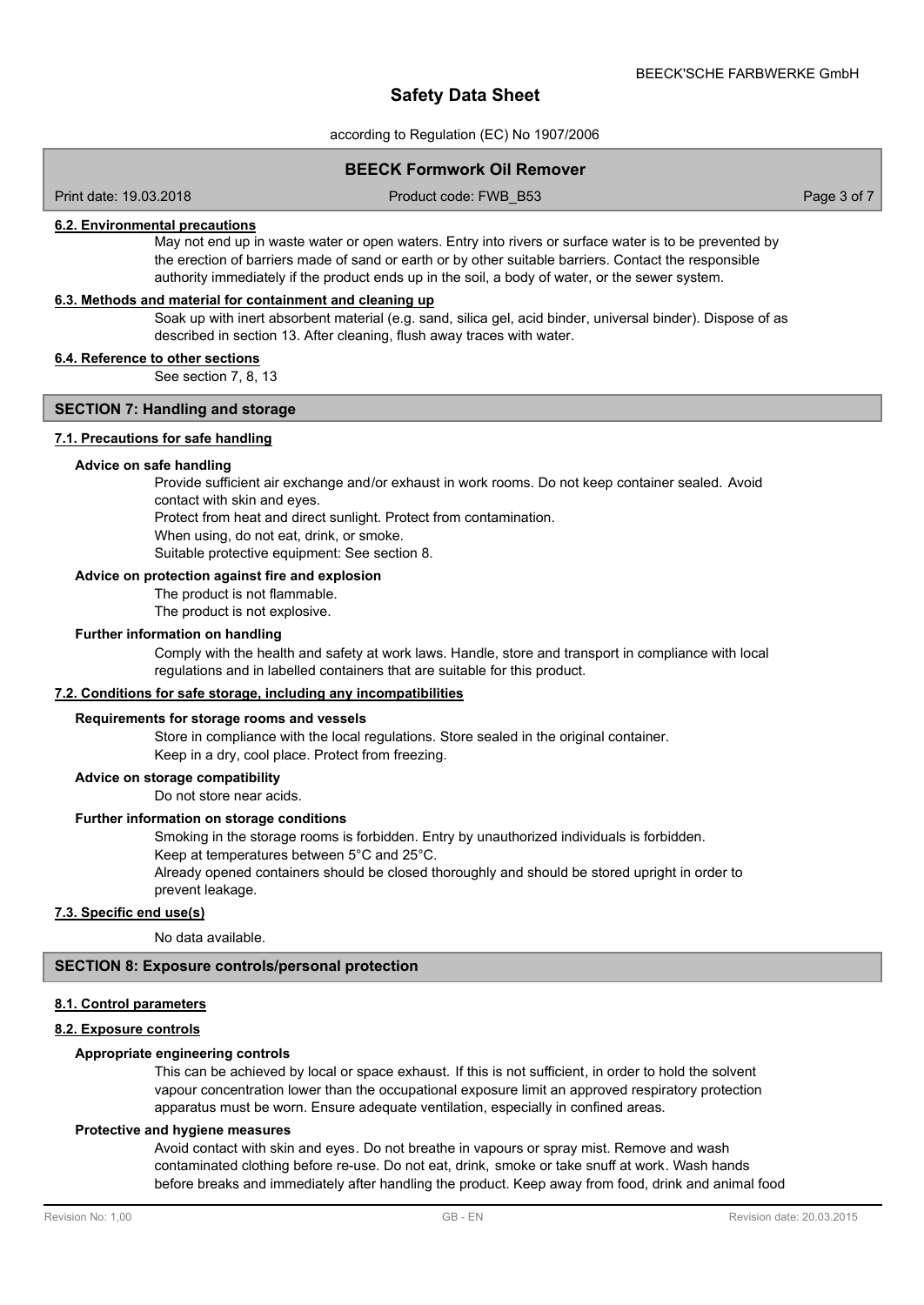#### 6.2. Environmental precautions

May not end up in waste water or open waters. Entry into rivers or surface water is to be prevented by the erection of barriers made of sand or earth or by other suitable barriers. Contact the responsible authority immediately if the product ends up in the soil, a body of water, or the sewer system.

#### 6.3. Methods and material for containment and cleaning up

Soak up with inert absorbent material (e.g. sand, silica gel, acid binder, universal binder). Dispose of as described in section 13. After cleaning, flush away traces with water.

#### 6.4. Reference to other sections

See section 7, 8, 13

## SECTION 7: Handling and storage

#### 7.1. Precautions for safe handling

**Advice on safe handling**

Provide sufficient air exchange and/or exhaust in work rooms. Do not keep container sealed. Avoid contact with skin and eyes.
Protect from heat and direct sunlight. Protect from contamination.
When using, do not eat, drink, or smoke.
Suitable protective equipment: See section 8.

**Advice on protection against fire and explosion**

The product is not flammable.
The product is not explosive.

**Further information on handling**

Comply with the health and safety at work laws. Handle, store and transport in compliance with local regulations and in labelled containers that are suitable for this product.

#### 7.2. Conditions for safe storage, including any incompatibilities

**Requirements for storage rooms and vessels**

Store in compliance with the local regulations. Store sealed in the original container.
Keep in a dry, cool place. Protect from freezing.

**Advice on storage compatibility**

Do not store near acids.

**Further information on storage conditions**

Smoking in the storage rooms is forbidden. Entry by unauthorized individuals is forbidden.
Keep at temperatures between 5°C and 25°C.
Already opened containers should be closed thoroughly and should be stored upright in order to prevent leakage.

#### 7.3. Specific end use(s)

No data available.

## SECTION 8: Exposure controls/personal protection

#### 8.1. Control parameters

#### 8.2. Exposure controls

**Appropriate engineering controls**

This can be achieved by local or space exhaust. If this is not sufficient, in order to hold the solvent vapour concentration lower than the occupational exposure limit an approved respiratory protection apparatus must be worn. Ensure adequate ventilation, especially in confined areas.

**Protective and hygiene measures**

Avoid contact with skin and eyes. Do not breathe in vapours or spray mist. Remove and wash contaminated clothing before re-use. Do not eat, drink, smoke or take snuff at work. Wash hands before breaks and immediately after handling the product. Keep away from food, drink and animal food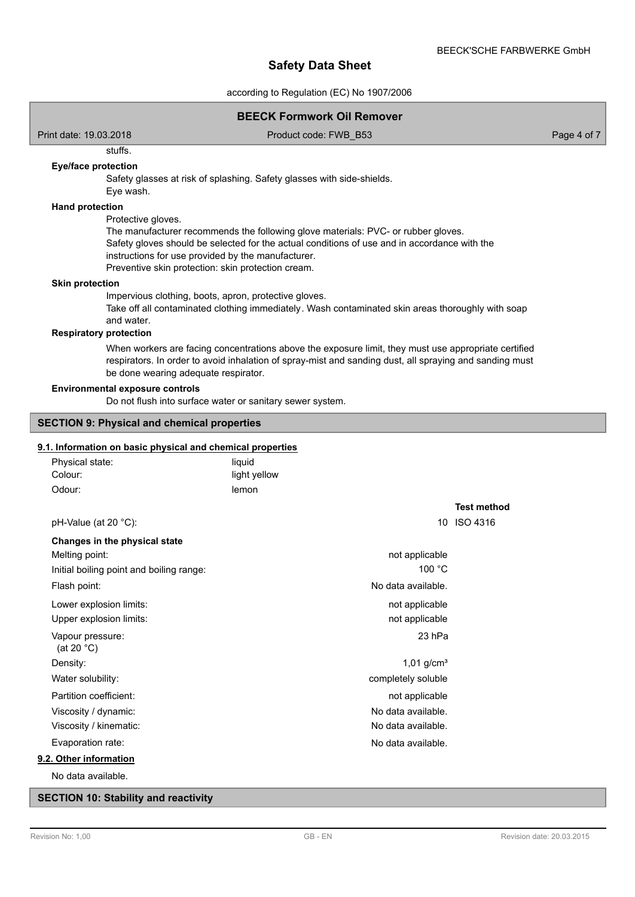stuffs.

**Eye/face protection**

Safety glasses at risk of splashing. Safety glasses with side-shields.
Eye wash.

**Hand protection**

Protective gloves.
The manufacturer recommends the following glove materials: PVC- or rubber gloves.
Safety gloves should be selected for the actual conditions of use and in accordance with the instructions for use provided by the manufacturer.
Preventive skin protection: skin protection cream.

**Skin protection**

Impervious clothing, boots, apron, protective gloves.
Take off all contaminated clothing immediately. Wash contaminated skin areas thoroughly with soap and water.

**Respiratory protection**

When workers are facing concentrations above the exposure limit, they must use appropriate certified respirators. In order to avoid inhalation of spray-mist and sanding dust, all spraying and sanding must be done wearing adequate respirator.

**Environmental exposure controls**

Do not flush into surface water or sanitary sewer system.

## SECTION 9: Physical and chemical properties

### 9.1. Information on basic physical and chemical properties

| | |
|---|---|
| Physical state: | liquid |
| Colour: | light yellow |
| Odour: | lemon |

| | | Test method |
|---|---|---|
| pH-Value (at 20 °C): | 10 | ISO 4316 |
| **Changes in the physical state** | | |
| Melting point: | not applicable | |
| Initial boiling point and boiling range: | 100 °C | |
| Flash point: | No data available. | |
| Lower explosion limits: | not applicable | |
| Upper explosion limits: | not applicable | |
| Vapour pressure: (at 20 °C) | 23 hPa | |
| Density: | 1,01 g/cm³ | |
| Water solubility: | completely soluble | |
| Partition coefficient: | not applicable | |
| Viscosity / dynamic: | No data available. | |
| Viscosity / kinematic: | No data available. | |
| Evaporation rate: | No data available. | |

### 9.2. Other information

No data available.

## SECTION 10: Stability and reactivity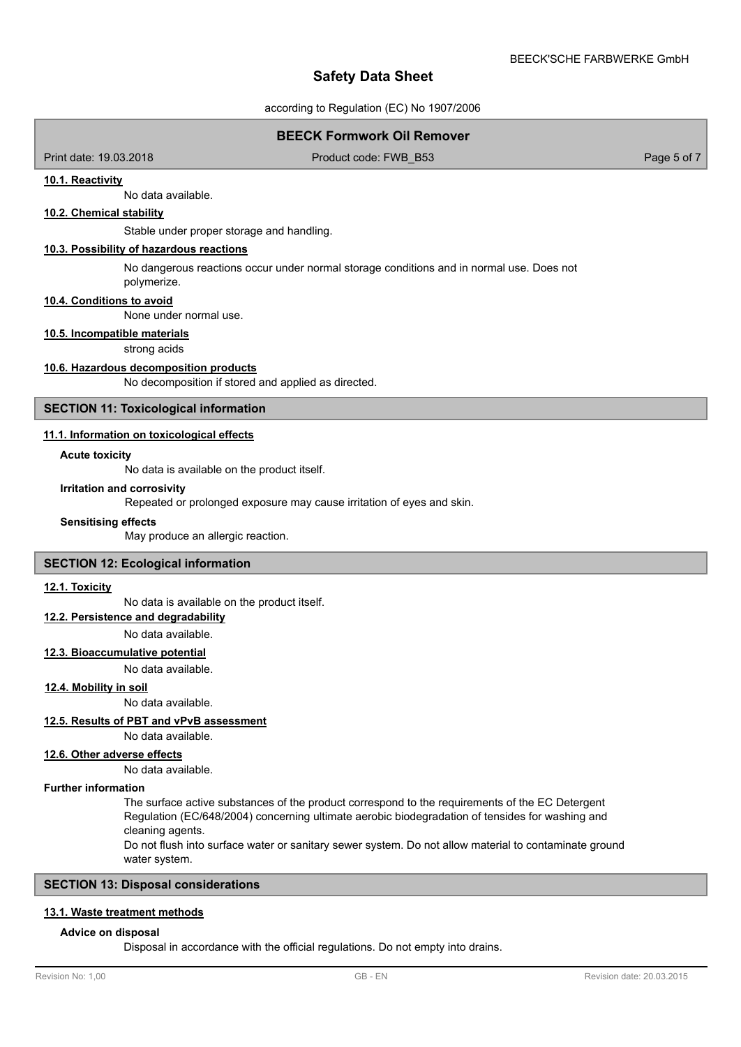#### 10.1. Reactivity

No data available.

#### 10.2. Chemical stability

Stable under proper storage and handling.

#### 10.3. Possibility of hazardous reactions

No dangerous reactions occur under normal storage conditions and in normal use. Does not polymerize.

#### 10.4. Conditions to avoid

None under normal use.

#### 10.5. Incompatible materials

strong acids

#### 10.6. Hazardous decomposition products

No decomposition if stored and applied as directed.

## SECTION 11: Toxicological information

#### 11.1. Information on toxicological effects

**Acute toxicity**

No data is available on the product itself.

**Irritation and corrosivity**

Repeated or prolonged exposure may cause irritation of eyes and skin.

**Sensitising effects**

May produce an allergic reaction.

## SECTION 12: Ecological information

#### 12.1. Toxicity

No data is available on the product itself.

#### 12.2. Persistence and degradability

No data available.

#### 12.3. Bioaccumulative potential

No data available.

#### 12.4. Mobility in soil

No data available.

#### 12.5. Results of PBT and vPvB assessment

No data available.

#### 12.6. Other adverse effects

No data available.

**Further information**

The surface active substances of the product correspond to the requirements of the EC Detergent Regulation (EC/648/2004) concerning ultimate aerobic biodegradation of tensides for washing and cleaning agents.
Do not flush into surface water or sanitary sewer system. Do not allow material to contaminate ground water system.

## SECTION 13: Disposal considerations

#### 13.1. Waste treatment methods

**Advice on disposal**

Disposal in accordance with the official regulations. Do not empty into drains.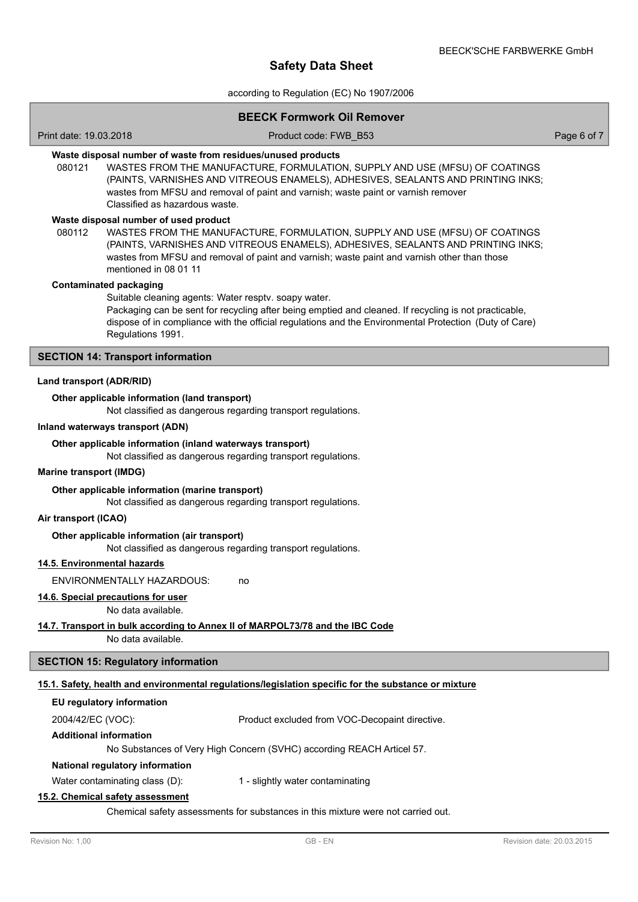**Waste disposal number of waste from residues/unused products**

080121 WASTES FROM THE MANUFACTURE, FORMULATION, SUPPLY AND USE (MFSU) OF COATINGS (PAINTS, VARNISHES AND VITREOUS ENAMELS), ADHESIVES, SEALANTS AND PRINTING INKS; wastes from MFSU and removal of paint and varnish; waste paint or varnish remover
Classified as hazardous waste.

**Waste disposal number of used product**

080112 WASTES FROM THE MANUFACTURE, FORMULATION, SUPPLY AND USE (MFSU) OF COATINGS (PAINTS, VARNISHES AND VITREOUS ENAMELS), ADHESIVES, SEALANTS AND PRINTING INKS; wastes from MFSU and removal of paint and varnish; waste paint and varnish other than those mentioned in 08 01 11

**Contaminated packaging**

Suitable cleaning agents: Water resptv. soapy water.
Packaging can be sent for recycling after being emptied and cleaned. If recycling is not practicable, dispose of in compliance with the official regulations and the Environmental Protection (Duty of Care) Regulations 1991.

## SECTION 14: Transport information

**Land transport (ADR/RID)**

**Other applicable information (land transport)**

Not classified as dangerous regarding transport regulations.

**Inland waterways transport (ADN)**

**Other applicable information (inland waterways transport)**

Not classified as dangerous regarding transport regulations.

**Marine transport (IMDG)**

**Other applicable information (marine transport)**

Not classified as dangerous regarding transport regulations.

**Air transport (ICAO)**

**Other applicable information (air transport)**

Not classified as dangerous regarding transport regulations.

**14.5. Environmental hazards**

ENVIRONMENTALLY HAZARDOUS: no

**14.6. Special precautions for user**

No data available.

**14.7. Transport in bulk according to Annex II of MARPOL73/78 and the IBC Code**

No data available.

## SECTION 15: Regulatory information

**15.1. Safety, health and environmental regulations/legislation specific for the substance or mixture**

**EU regulatory information**

2004/42/EC (VOC): Product excluded from VOC-Decopaint directive.

**Additional information**

No Substances of Very High Concern (SVHC) according REACH Articel 57.

**National regulatory information**

Water contaminating class (D): 1 - slightly water contaminating

**15.2. Chemical safety assessment**

Chemical safety assessments for substances in this mixture were not carried out.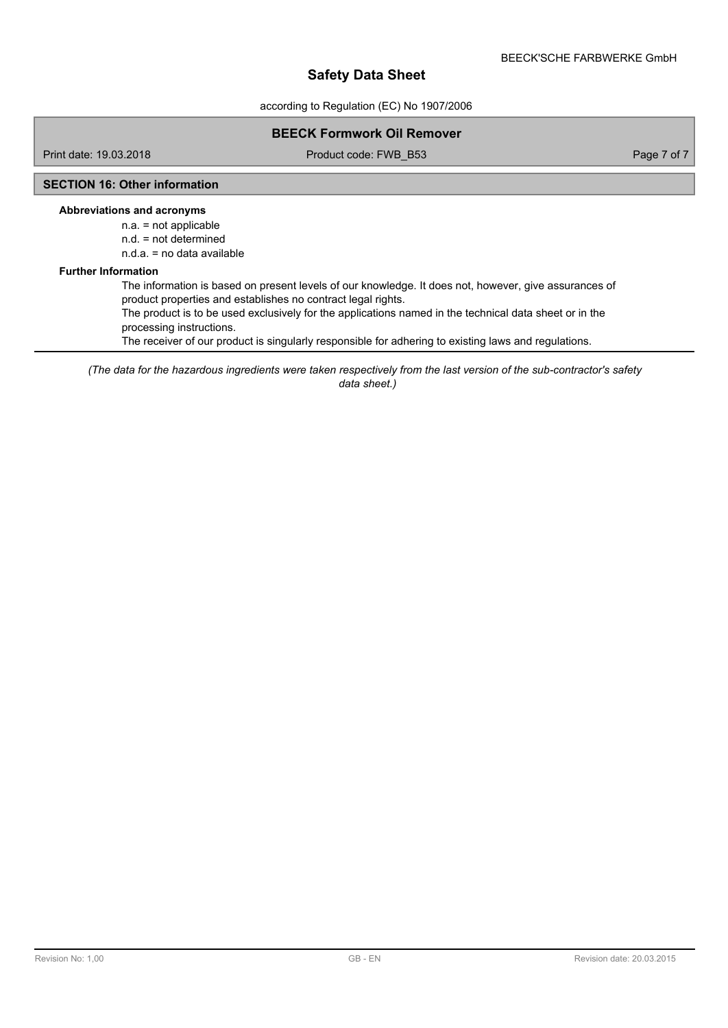## SECTION 16: Other information

**Abbreviations and acronyms**

n.a. = not applicable

n.d. = not determined

n.d.a. = no data available

**Further Information**

The information is based on present levels of our knowledge. It does not, however, give assurances of product properties and establishes no contract legal rights.

The product is to be used exclusively for the applications named in the technical data sheet or in the processing instructions.

The receiver of our product is singularly responsible for adhering to existing laws and regulations.

---

*(The data for the hazardous ingredients were taken respectively from the last version of the sub-contractor's safety data sheet.)*